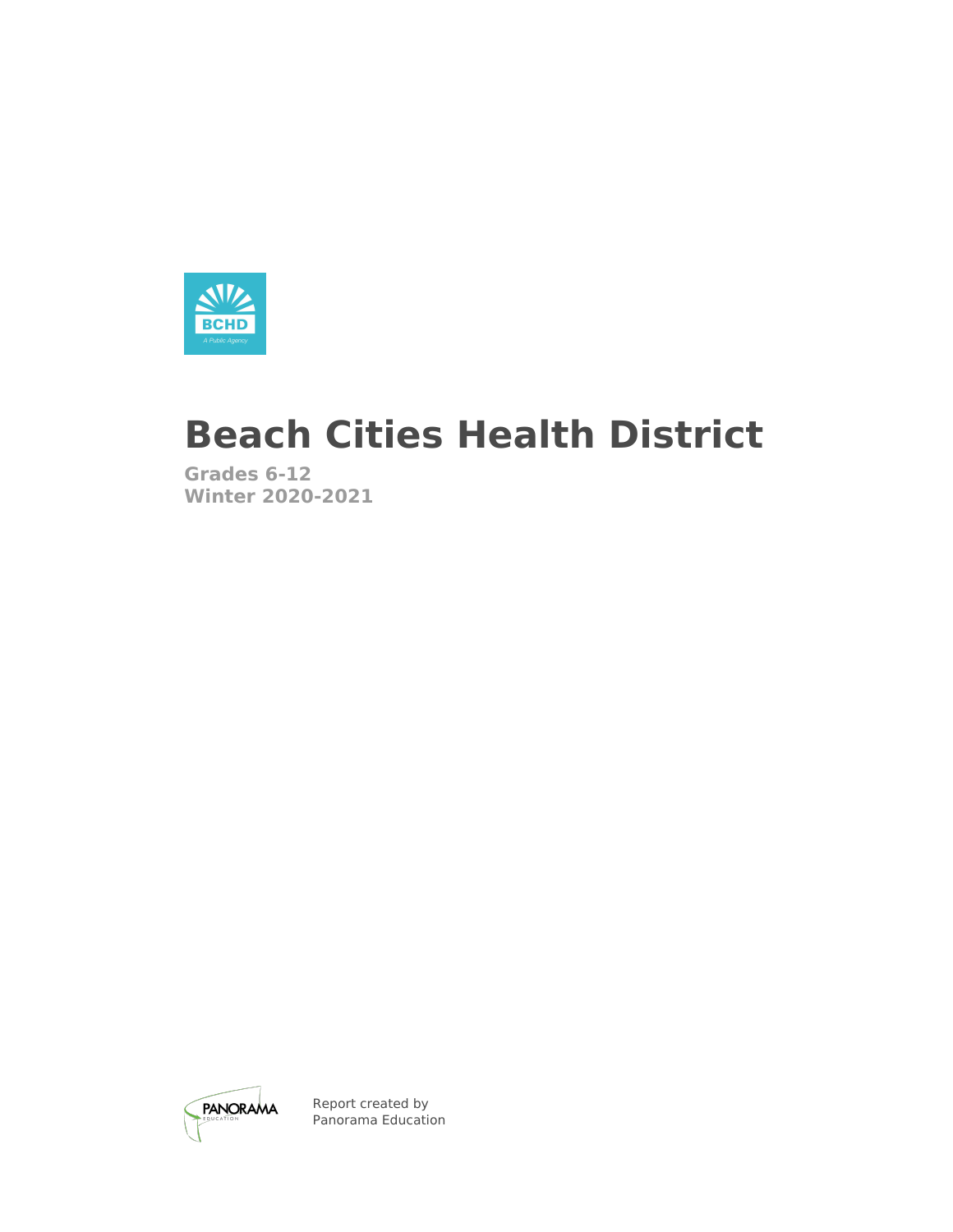# Beach Cities Health District

**Grades 6-12**
**Winter 2020-2021**

Report created by
Panorama Education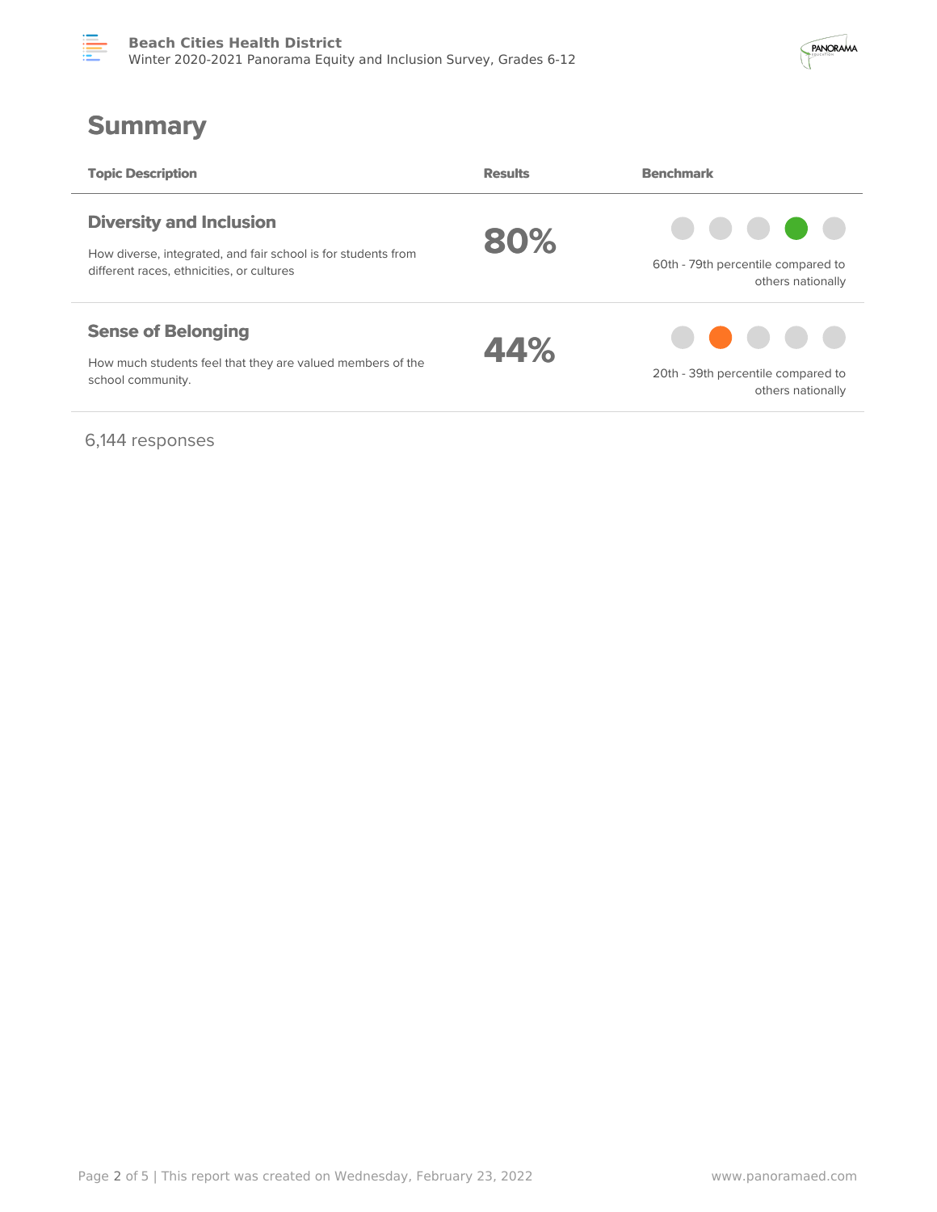# Summary

| Topic Description | Results | Benchmark |
|---|---|---|
| **Diversity and Inclusion**<br>How diverse, integrated, and fair school is for students from different races, ethnicities, or cultures | 80% | 60th - 79th percentile compared to others nationally |
| **Sense of Belonging**<br>How much students feel that they are valued members of the school community. | 44% | 20th - 39th percentile compared to others nationally |

6,144 responses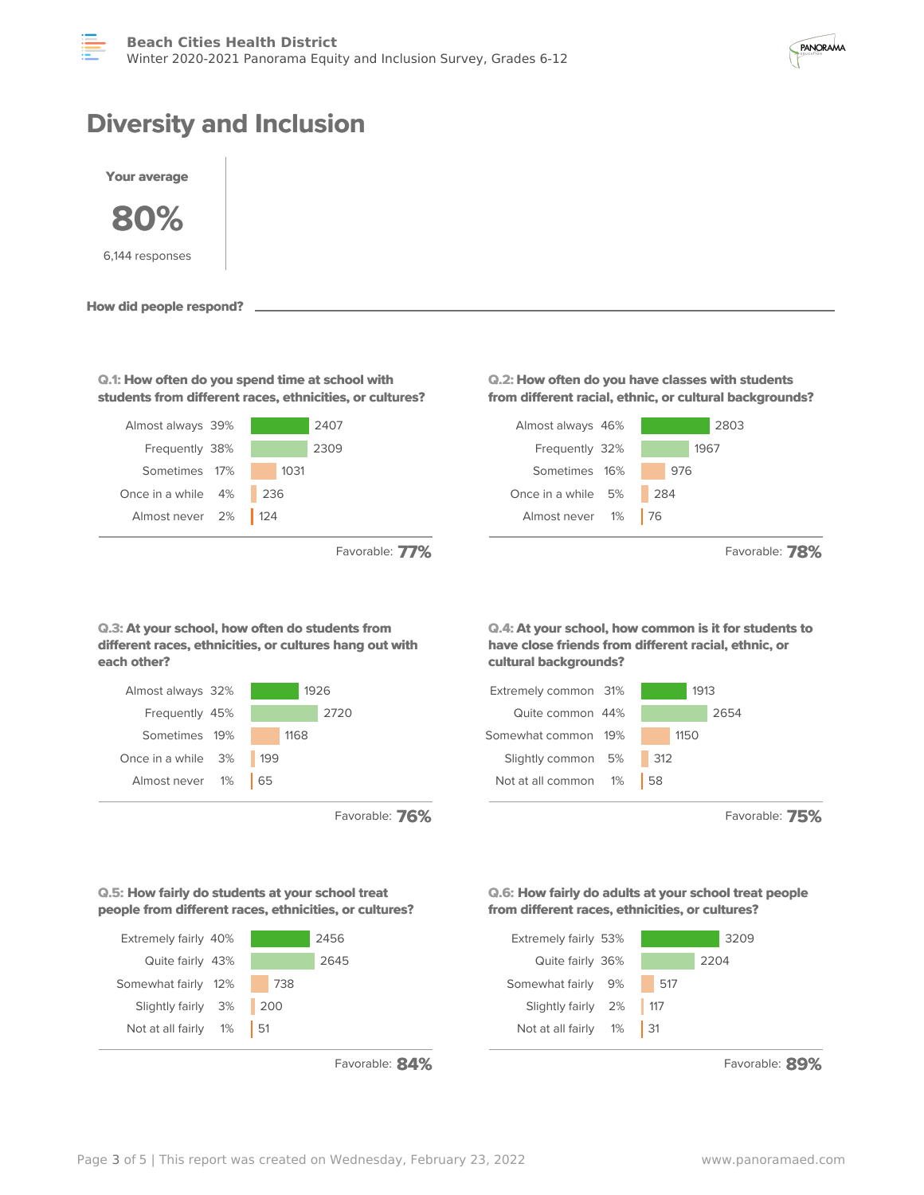# Diversity and Inclusion

**Your average**

**80%**

6,144 responses

**How did people respond?**

**Q.1: How often do you spend time at school with students from different races, ethnicities, or cultures?**

Almost always 39% 2407
Frequently 38% 2309
Sometimes 17% 1031
Once in a while 4% 236
Almost never 2% 124

Favorable: **77%**

**Q.2: How often do you have classes with students from different racial, ethnic, or cultural backgrounds?**

Almost always 46% 2803
Frequently 32% 1967
Sometimes 16% 976
Once in a while 5% 284
Almost never 1% 76

Favorable: **78%**

**Q.3: At your school, how often do students from different races, ethnicities, or cultures hang out with each other?**

Almost always 32% 1926
Frequently 45% 2720
Sometimes 19% 1168
Once in a while 3% 199
Almost never 1% 65

Favorable: **76%**

**Q.4: At your school, how common is it for students to have close friends from different racial, ethnic, or cultural backgrounds?**

Extremely common 31% 1913
Quite common 44% 2654
Somewhat common 19% 1150
Slightly common 5% 312
Not at all common 1% 58

Favorable: **75%**

**Q.5: How fairly do students at your school treat people from different races, ethnicities, or cultures?**

Extremely fairly 40% 2456
Quite fairly 43% 2645
Somewhat fairly 12% 738
Slightly fairly 3% 200
Not at all fairly 1% 51

Favorable: **84%**

**Q.6: How fairly do adults at your school treat people from different races, ethnicities, or cultures?**

Extremely fairly 53% 3209
Quite fairly 36% 2204
Somewhat fairly 9% 517
Slightly fairly 2% 117
Not at all fairly 1% 31

Favorable: **89%**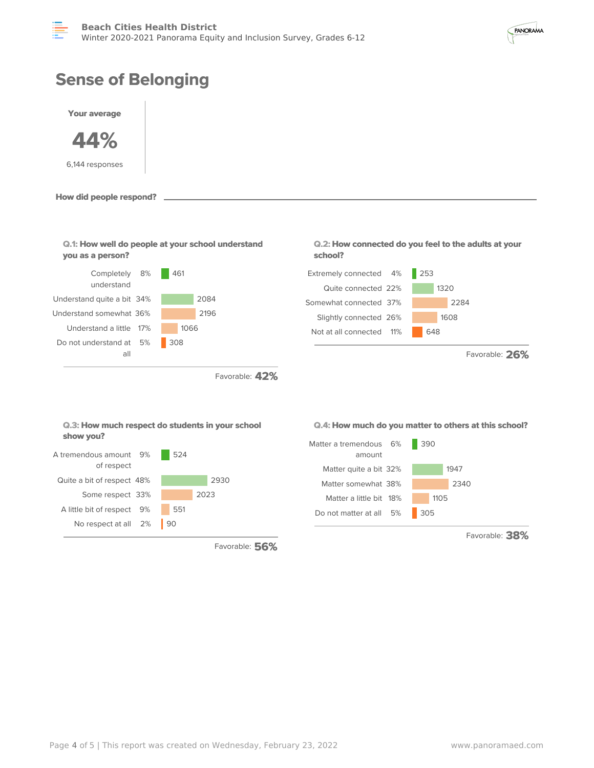# Sense of Belonging

**Your average**

**44%**

6,144 responses

**How did people respond?**

**Q.1: How well do people at your school understand you as a person?**

Completely understand 8% 461
Understand quite a bit 34% 2084
Understand somewhat 36% 2196
Understand a little 17% 1066
Do not understand at all 5% 308

Favorable: **42%**

**Q.2: How connected do you feel to the adults at your school?**

Extremely connected 4% 253
Quite connected 22% 1320
Somewhat connected 37% 2284
Slightly connected 26% 1608
Not at all connected 11% 648

Favorable: **26%**

**Q.3: How much respect do students in your school show you?**

A tremendous amount of respect 9% 524
Quite a bit of respect 48% 2930
Some respect 33% 2023
A little bit of respect 9% 551
No respect at all 2% 90

Favorable: **56%**

**Q.4: How much do you matter to others at this school?**

Matter a tremendous amount 6% 390
Matter quite a bit 32% 1947
Matter somewhat 38% 2340
Matter a little bit 18% 1105
Do not matter at all 5% 305

Favorable: **38%**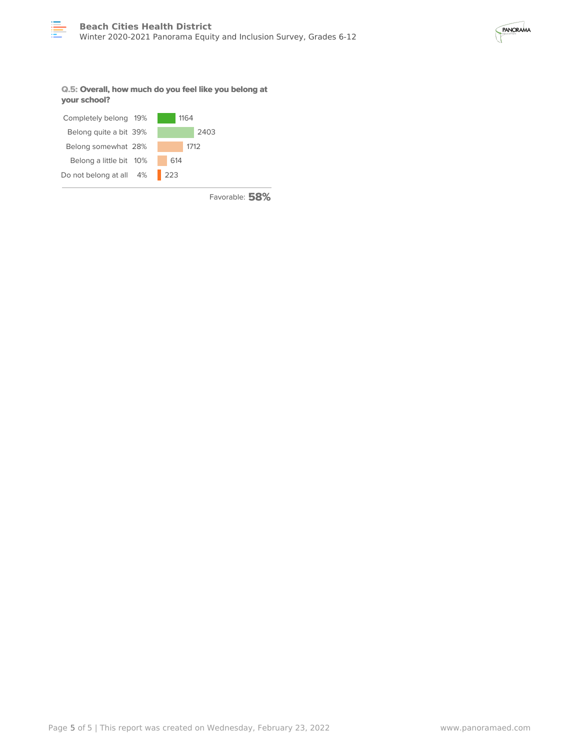**Q.5: Overall, how much do you feel like you belong at your school?**

Completely belong 19% 1164

Belong quite a bit 39% 2403

Belong somewhat 28% 1712

Belong a little bit 10% 614

Do not belong at all 4% 223

Favorable: **58%**